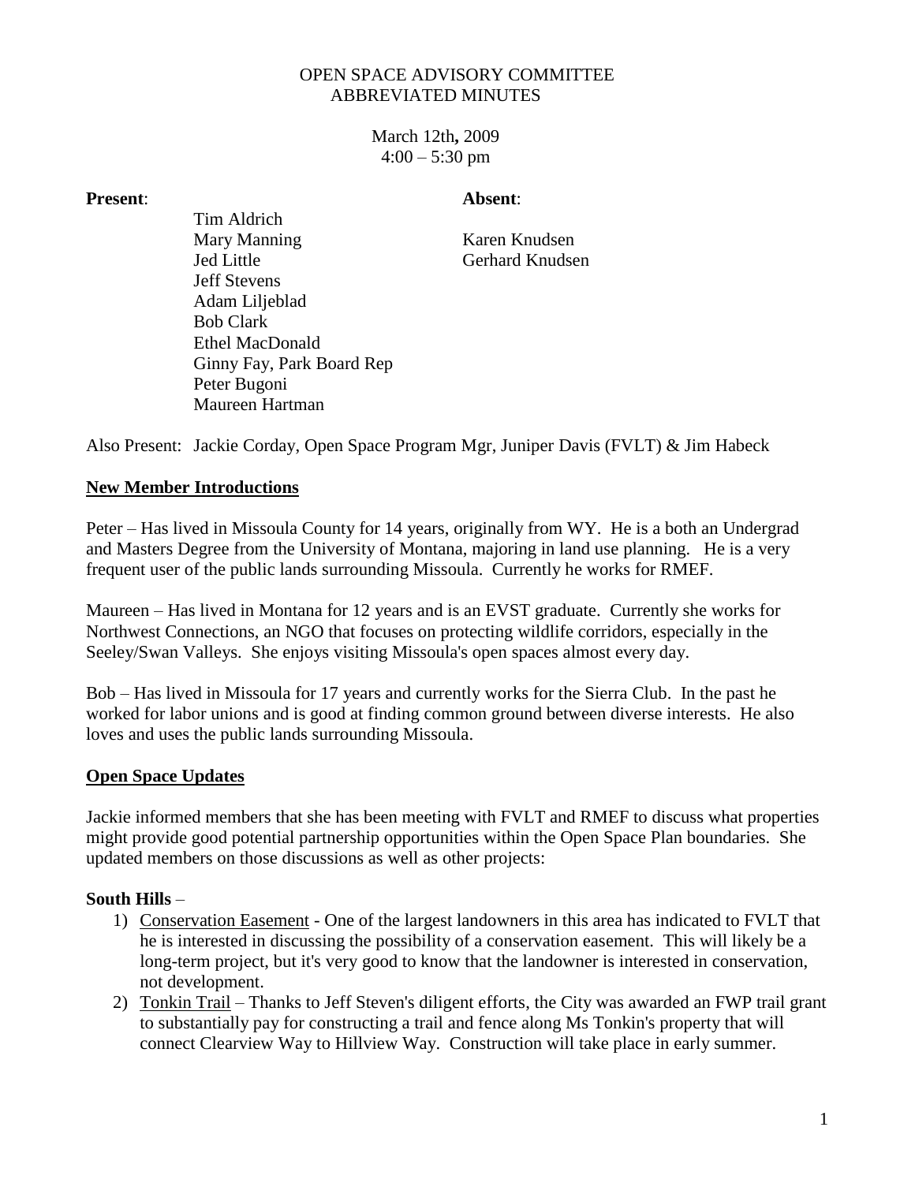# OPEN SPACE ADVISORY COMMITTEE
## ABBREVIATED MINUTES

March 12th**,** 2009
4:00 – 5:30 pm

| **Present**: | **Absent**: |
|---|---|
| Tim Aldrich | |
| Mary Manning | Karen Knudsen |
| Jed Little | Gerhard Knudsen |
| Jeff Stevens | |
| Adam Liljeblad | |
| Bob Clark | |
| Ethel MacDonald | |
| Ginny Fay, Park Board Rep | |
| Peter Bugoni | |
| Maureen Hartman | |

Also Present: Jackie Corday, Open Space Program Mgr, Juniper Davis (FVLT) & Jim Habeck

**New Member Introductions**

Peter – Has lived in Missoula County for 14 years, originally from WY. He is a both an Undergrad and Masters Degree from the University of Montana, majoring in land use planning. He is a very frequent user of the public lands surrounding Missoula. Currently he works for RMEF.

Maureen – Has lived in Montana for 12 years and is an EVST graduate. Currently she works for Northwest Connections, an NGO that focuses on protecting wildlife corridors, especially in the Seeley/Swan Valleys. She enjoys visiting Missoula's open spaces almost every day.

Bob – Has lived in Missoula for 17 years and currently works for the Sierra Club. In the past he worked for labor unions and is good at finding common ground between diverse interests. He also loves and uses the public lands surrounding Missoula.

**Open Space Updates**

Jackie informed members that she has been meeting with FVLT and RMEF to discuss what properties might provide good potential partnership opportunities within the Open Space Plan boundaries. She updated members on those discussions as well as other projects:

**South Hills** –

1) Conservation Easement - One of the largest landowners in this area has indicated to FVLT that he is interested in discussing the possibility of a conservation easement. This will likely be a long-term project, but it's very good to know that the landowner is interested in conservation, not development.
2) Tonkin Trail – Thanks to Jeff Steven's diligent efforts, the City was awarded an FWP trail grant to substantially pay for constructing a trail and fence along Ms Tonkin's property that will connect Clearview Way to Hillview Way. Construction will take place in early summer.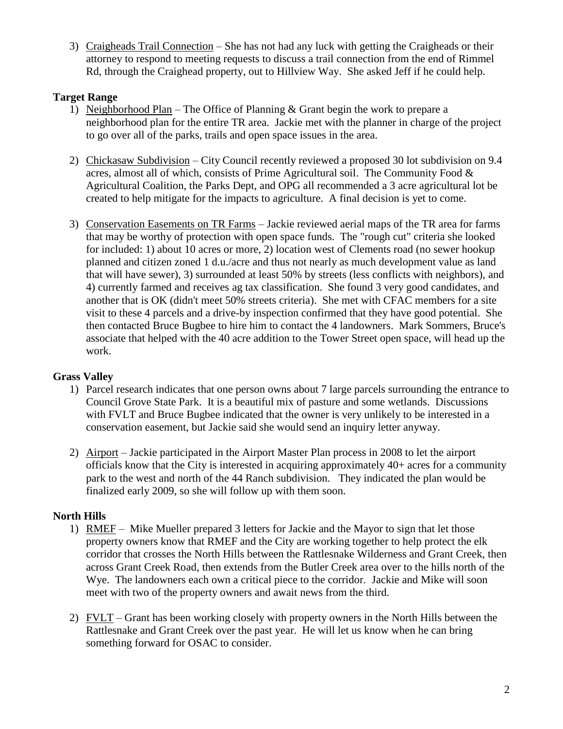3) Craigheads Trail Connection – She has not had any luck with getting the Craigheads or their attorney to respond to meeting requests to discuss a trail connection from the end of Rimmel Rd, through the Craighead property, out to Hillview Way. She asked Jeff if he could help.

**Target Range**

1) Neighborhood Plan – The Office of Planning & Grant begin the work to prepare a neighborhood plan for the entire TR area. Jackie met with the planner in charge of the project to go over all of the parks, trails and open space issues in the area.

2) Chickasaw Subdivision – City Council recently reviewed a proposed 30 lot subdivision on 9.4 acres, almost all of which, consists of Prime Agricultural soil. The Community Food & Agricultural Coalition, the Parks Dept, and OPG all recommended a 3 acre agricultural lot be created to help mitigate for the impacts to agriculture. A final decision is yet to come.

3) Conservation Easements on TR Farms – Jackie reviewed aerial maps of the TR area for farms that may be worthy of protection with open space funds. The "rough cut" criteria she looked for included: 1) about 10 acres or more, 2) location west of Clements road (no sewer hookup planned and citizen zoned 1 d.u./acre and thus not nearly as much development value as land that will have sewer), 3) surrounded at least 50% by streets (less conflicts with neighbors), and 4) currently farmed and receives ag tax classification. She found 3 very good candidates, and another that is OK (didn't meet 50% streets criteria). She met with CFAC members for a site visit to these 4 parcels and a drive-by inspection confirmed that they have good potential. She then contacted Bruce Bugbee to hire him to contact the 4 landowners. Mark Sommers, Bruce's associate that helped with the 40 acre addition to the Tower Street open space, will head up the work.

**Grass Valley**

1) Parcel research indicates that one person owns about 7 large parcels surrounding the entrance to Council Grove State Park. It is a beautiful mix of pasture and some wetlands. Discussions with FVLT and Bruce Bugbee indicated that the owner is very unlikely to be interested in a conservation easement, but Jackie said she would send an inquiry letter anyway.

2) Airport – Jackie participated in the Airport Master Plan process in 2008 to let the airport officials know that the City is interested in acquiring approximately 40+ acres for a community park to the west and north of the 44 Ranch subdivision. They indicated the plan would be finalized early 2009, so she will follow up with them soon.

**North Hills**

1) RMEF – Mike Mueller prepared 3 letters for Jackie and the Mayor to sign that let those property owners know that RMEF and the City are working together to help protect the elk corridor that crosses the North Hills between the Rattlesnake Wilderness and Grant Creek, then across Grant Creek Road, then extends from the Butler Creek area over to the hills north of the Wye. The landowners each own a critical piece to the corridor. Jackie and Mike will soon meet with two of the property owners and await news from the third.

2) FVLT – Grant has been working closely with property owners in the North Hills between the Rattlesnake and Grant Creek over the past year. He will let us know when he can bring something forward for OSAC to consider.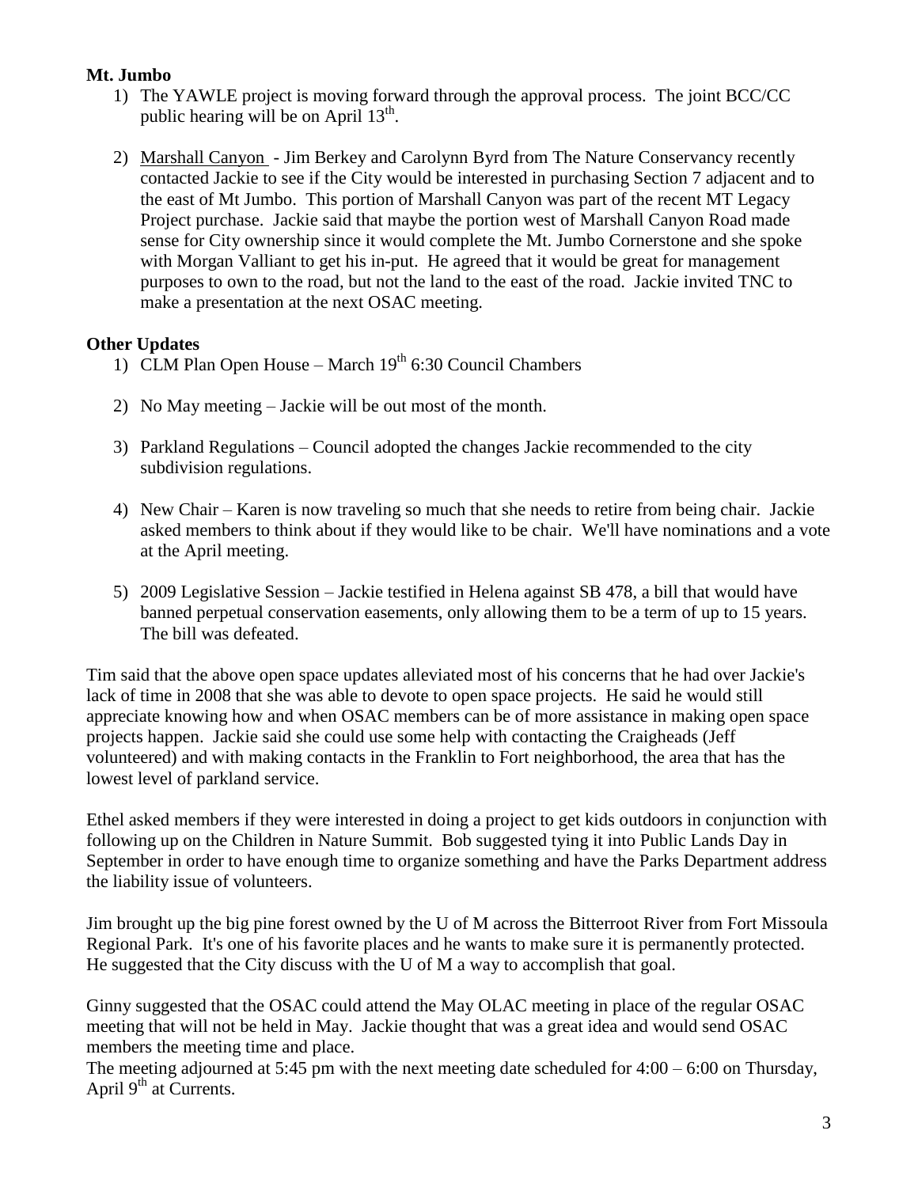**Mt. Jumbo**

1) The YAWLE project is moving forward through the approval process. The joint BCC/CC public hearing will be on April 13th.

2) Marshall Canyon - Jim Berkey and Carolynn Byrd from The Nature Conservancy recently contacted Jackie to see if the City would be interested in purchasing Section 7 adjacent and to the east of Mt Jumbo. This portion of Marshall Canyon was part of the recent MT Legacy Project purchase. Jackie said that maybe the portion west of Marshall Canyon Road made sense for City ownership since it would complete the Mt. Jumbo Cornerstone and she spoke with Morgan Valliant to get his in-put. He agreed that it would be great for management purposes to own to the road, but not the land to the east of the road. Jackie invited TNC to make a presentation at the next OSAC meeting.

**Other Updates**

1) CLM Plan Open House – March 19th 6:30 Council Chambers

2) No May meeting – Jackie will be out most of the month.

3) Parkland Regulations – Council adopted the changes Jackie recommended to the city subdivision regulations.

4) New Chair – Karen is now traveling so much that she needs to retire from being chair. Jackie asked members to think about if they would like to be chair. We'll have nominations and a vote at the April meeting.

5) 2009 Legislative Session – Jackie testified in Helena against SB 478, a bill that would have banned perpetual conservation easements, only allowing them to be a term of up to 15 years. The bill was defeated.

Tim said that the above open space updates alleviated most of his concerns that he had over Jackie's lack of time in 2008 that she was able to devote to open space projects. He said he would still appreciate knowing how and when OSAC members can be of more assistance in making open space projects happen. Jackie said she could use some help with contacting the Craigheads (Jeff volunteered) and with making contacts in the Franklin to Fort neighborhood, the area that has the lowest level of parkland service.

Ethel asked members if they were interested in doing a project to get kids outdoors in conjunction with following up on the Children in Nature Summit. Bob suggested tying it into Public Lands Day in September in order to have enough time to organize something and have the Parks Department address the liability issue of volunteers.

Jim brought up the big pine forest owned by the U of M across the Bitterroot River from Fort Missoula Regional Park. It's one of his favorite places and he wants to make sure it is permanently protected. He suggested that the City discuss with the U of M a way to accomplish that goal.

Ginny suggested that the OSAC could attend the May OLAC meeting in place of the regular OSAC meeting that will not be held in May. Jackie thought that was a great idea and would send OSAC members the meeting time and place.

The meeting adjourned at 5:45 pm with the next meeting date scheduled for 4:00 – 6:00 on Thursday, April 9th at Currents.